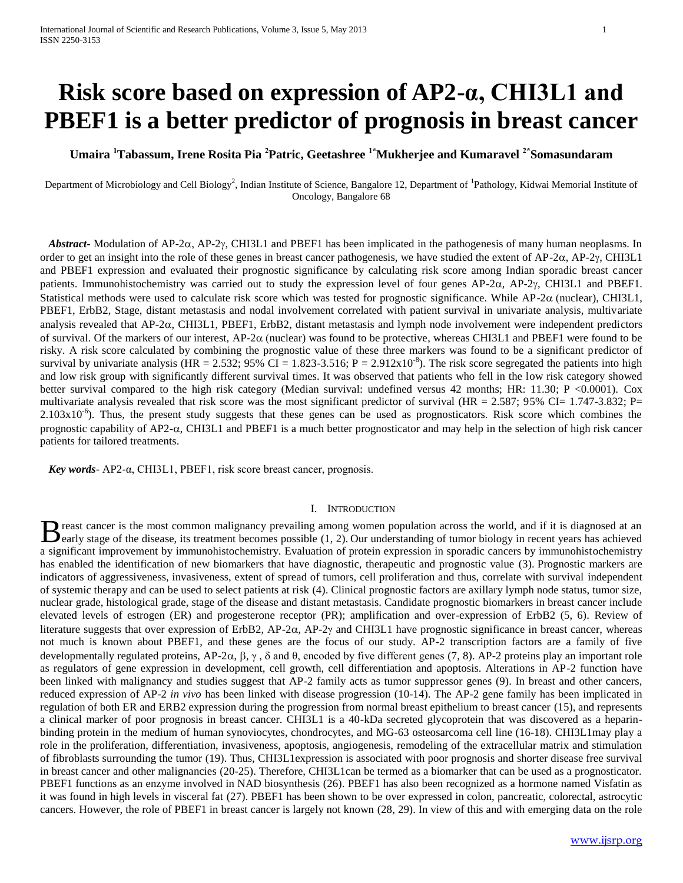# Risk score based on expression of AP2-α, CHI3L1 and PBEF1 is a better predictor of prognosis in breast cancer

**Umaira [1]Tabassum, Irene Rosita Pia [2]Patric, Geetashree [1*]Mukherjee and Kumaravel [2*]Somasundaram**

Department of Microbiology and Cell Biology[2], Indian Institute of Science, Bangalore 12, Department of [1]Pathology, Kidwai Memorial Institute of Oncology, Bangalore 68

***Abstract***- Modulation of AP-2α, AP-2γ, CHI3L1 and PBEF1 has been implicated in the pathogenesis of many human neoplasms. In order to get an insight into the role of these genes in breast cancer pathogenesis, we have studied the extent of AP-2α, AP-2γ, CHI3L1 and PBEF1 expression and evaluated their prognostic significance by calculating risk score among Indian sporadic breast cancer patients. Immunohistochemistry was carried out to study the expression level of four genes AP-2α, AP-2γ, CHI3L1 and PBEF1. Statistical methods were used to calculate risk score which was tested for prognostic significance. While AP-2α (nuclear), CHI3L1, PBEF1, ErbB2, Stage, distant metastasis and nodal involvement correlated with patient survival in univariate analysis, multivariate analysis revealed that AP-2α, CHI3L1, PBEF1, ErbB2, distant metastasis and lymph node involvement were independent predictors of survival. Of the markers of our interest, AP-2α (nuclear) was found to be protective, whereas CHI3L1 and PBEF1 were found to be risky. A risk score calculated by combining the prognostic value of these three markers was found to be a significant predictor of survival by univariate analysis (HR = 2.532; 95% CI = 1.823-3.516; P = $2.912 \times 10^{-8}$). The risk score segregated the patients into high and low risk group with significantly different survival times. It was observed that patients who fell in the low risk category showed better survival compared to the high risk category (Median survival: undefined versus 42 months; HR: 11.30; P <0.0001). Cox multivariate analysis revealed that risk score was the most significant predictor of survival (HR = 2.587; 95% CI= 1.747-3.832; P= $2.103 \times 10^{-6}$). Thus, the present study suggests that these genes can be used as prognosticators. Risk score which combines the prognostic capability of AP2-α, CHI3L1 and PBEF1 is a much better prognosticator and may help in the selection of high risk cancer patients for tailored treatments.

***Key words***- AP2-α, CHI3L1, PBEF1, risk score breast cancer, prognosis.

## I. Introduction

Breast cancer is the most common malignancy prevailing among women population across the world, and if it is diagnosed at an early stage of the disease, its treatment becomes possible (1, 2). Our understanding of tumor biology in recent years has achieved a significant improvement by immunohistochemistry. Evaluation of protein expression in sporadic cancers by immunohistochemistry has enabled the identification of new biomarkers that have diagnostic, therapeutic and prognostic value (3). Prognostic markers are indicators of aggressiveness, invasiveness, extent of spread of tumors, cell proliferation and thus, correlate with survival independent of systemic therapy and can be used to select patients at risk (4). Clinical prognostic factors are axillary lymph node status, tumor size, nuclear grade, histological grade, stage of the disease and distant metastasis. Candidate prognostic biomarkers in breast cancer include elevated levels of estrogen (ER) and progesterone receptor (PR); amplification and over-expression of ErbB2 (5, 6). Review of literature suggests that over expression of ErbB2, AP-2α, AP-2γ and CHI3L1 have prognostic significance in breast cancer, whereas not much is known about PBEF1, and these genes are the focus of our study. AP-2 transcription factors are a family of five developmentally regulated proteins, AP-2α, β, γ , δ and θ, encoded by five different genes (7, 8). AP-2 proteins play an important role as regulators of gene expression in development, cell growth, cell differentiation and apoptosis. Alterations in AP-2 function have been linked with malignancy and studies suggest that AP-2 family acts as tumor suppressor genes (9). In breast and other cancers, reduced expression of AP-2 *in vivo* has been linked with disease progression (10-14). The AP-2 gene family has been implicated in regulation of both ER and ERB2 expression during the progression from normal breast epithelium to breast cancer (15), and represents a clinical marker of poor prognosis in breast cancer. CHI3L1 is a 40-kDa secreted glycoprotein that was discovered as a heparin-binding protein in the medium of human synoviocytes, chondrocytes, and MG-63 osteosarcoma cell line (16-18). CHI3L1may play a role in the proliferation, differentiation, invasiveness, apoptosis, angiogenesis, remodeling of the extracellular matrix and stimulation of fibroblasts surrounding the tumor (19). Thus, CHI3L1expression is associated with poor prognosis and shorter disease free survival in breast cancer and other malignancies (20-25). Therefore, CHI3L1can be termed as a biomarker that can be used as a prognosticator. PBEF1 functions as an enzyme involved in NAD biosynthesis (26). PBEF1 has also been recognized as a hormone named Visfatin as it was found in high levels in visceral fat (27). PBEF1 has been shown to be over expressed in colon, pancreatic, colorectal, astrocytic cancers. However, the role of PBEF1 in breast cancer is largely not known (28, 29). In view of this and with emerging data on the role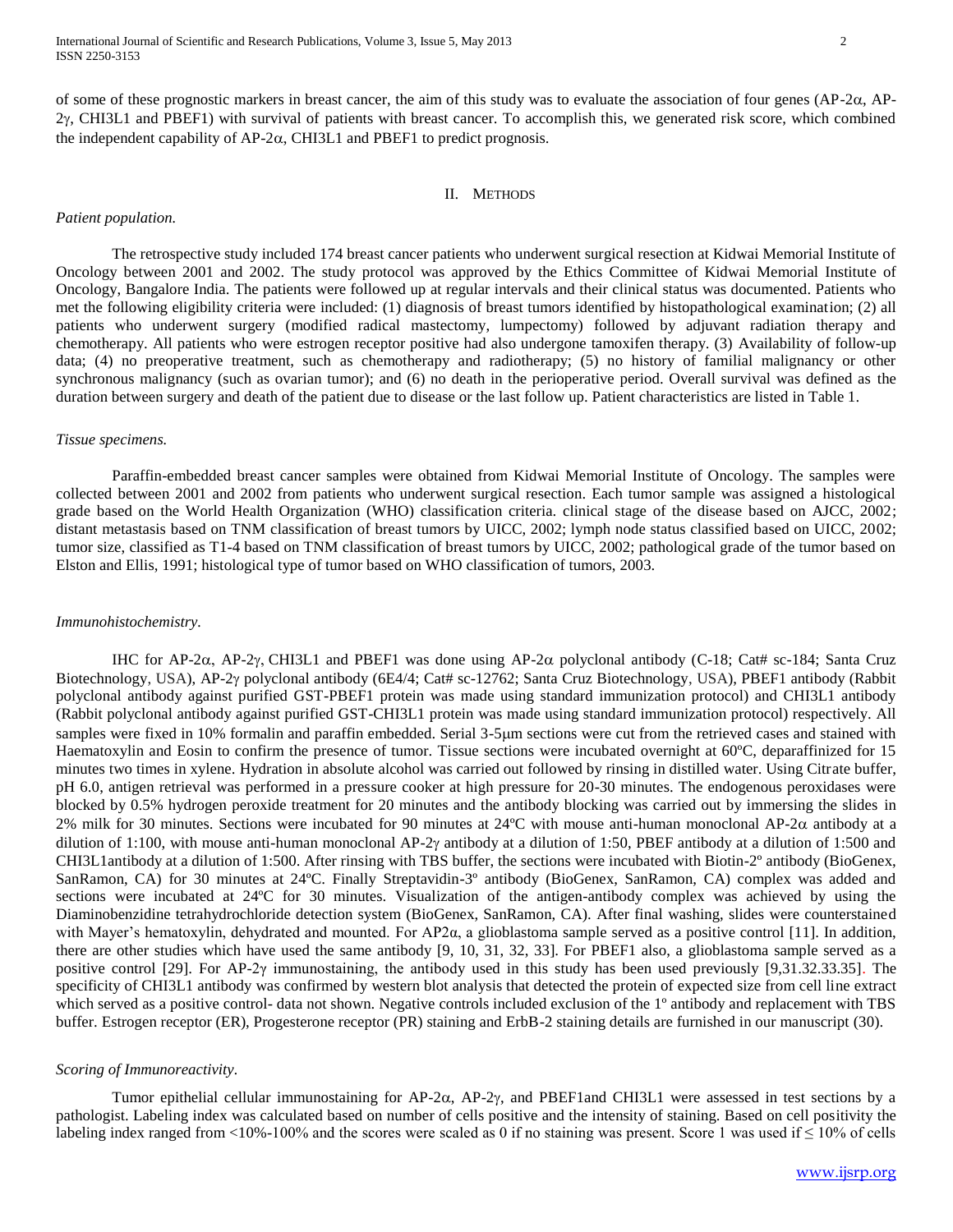of some of these prognostic markers in breast cancer, the aim of this study was to evaluate the association of four genes (AP-2α, AP-2γ, CHI3L1 and PBEF1) with survival of patients with breast cancer. To accomplish this, we generated risk score, which combined the independent capability of AP-2α, CHI3L1 and PBEF1 to predict prognosis.

## II. Methods

*Patient population.*

The retrospective study included 174 breast cancer patients who underwent surgical resection at Kidwai Memorial Institute of Oncology between 2001 and 2002. The study protocol was approved by the Ethics Committee of Kidwai Memorial Institute of Oncology, Bangalore India. The patients were followed up at regular intervals and their clinical status was documented. Patients who met the following eligibility criteria were included: (1) diagnosis of breast tumors identified by histopathological examination; (2) all patients who underwent surgery (modified radical mastectomy, lumpectomy) followed by adjuvant radiation therapy and chemotherapy. All patients who were estrogen receptor positive had also undergone tamoxifen therapy. (3) Availability of follow-up data; (4) no preoperative treatment, such as chemotherapy and radiotherapy; (5) no history of familial malignancy or other synchronous malignancy (such as ovarian tumor); and (6) no death in the perioperative period. Overall survival was defined as the duration between surgery and death of the patient due to disease or the last follow up. Patient characteristics are listed in Table 1.

*Tissue specimens.*

Paraffin-embedded breast cancer samples were obtained from Kidwai Memorial Institute of Oncology. The samples were collected between 2001 and 2002 from patients who underwent surgical resection. Each tumor sample was assigned a histological grade based on the World Health Organization (WHO) classification criteria. clinical stage of the disease based on AJCC, 2002; distant metastasis based on TNM classification of breast tumors by UICC, 2002; lymph node status classified based on UICC, 2002; tumor size, classified as T1-4 based on TNM classification of breast tumors by UICC, 2002; pathological grade of the tumor based on Elston and Ellis, 1991; histological type of tumor based on WHO classification of tumors, 2003.

*Immunohistochemistry.*

IHC for AP-2α, AP-2γ, CHI3L1 and PBEF1 was done using AP-2α polyclonal antibody (C-18; Cat# sc-184; Santa Cruz Biotechnology, USA), AP-2γ polyclonal antibody (6E4/4; Cat# sc-12762; Santa Cruz Biotechnology, USA), PBEF1 antibody (Rabbit polyclonal antibody against purified GST-PBEF1 protein was made using standard immunization protocol) and CHI3L1 antibody (Rabbit polyclonal antibody against purified GST-CHI3L1 protein was made using standard immunization protocol) respectively. All samples were fixed in 10% formalin and paraffin embedded. Serial 3-5μm sections were cut from the retrieved cases and stained with Haematoxylin and Eosin to confirm the presence of tumor. Tissue sections were incubated overnight at 60ºC, deparaffinized for 15 minutes two times in xylene. Hydration in absolute alcohol was carried out followed by rinsing in distilled water. Using Citrate buffer, pH 6.0, antigen retrieval was performed in a pressure cooker at high pressure for 20-30 minutes. The endogenous peroxidases were blocked by 0.5% hydrogen peroxide treatment for 20 minutes and the antibody blocking was carried out by immersing the slides in 2% milk for 30 minutes. Sections were incubated for 90 minutes at 24ºC with mouse anti-human monoclonal AP-2α antibody at a dilution of 1:100, with mouse anti-human monoclonal AP-2γ antibody at a dilution of 1:50, PBEF antibody at a dilution of 1:500 and CHI3L1antibody at a dilution of 1:500. After rinsing with TBS buffer, the sections were incubated with Biotin-2º antibody (BioGenex, SanRamon, CA) for 30 minutes at 24ºC. Finally Streptavidin-3º antibody (BioGenex, SanRamon, CA) complex was added and sections were incubated at 24ºC for 30 minutes. Visualization of the antigen-antibody complex was achieved by using the Diaminobenzidine tetrahydrochloride detection system (BioGenex, SanRamon, CA). After final washing, slides were counterstained with Mayer's hematoxylin, dehydrated and mounted. For AP2α, a glioblastoma sample served as a positive control [11]. In addition, there are other studies which have used the same antibody [9, 10, 31, 32, 33]. For PBEF1 also, a glioblastoma sample served as a positive control [29]. For AP-2γ immunostaining, the antibody used in this study has been used previously [9,31.32.33.35]. The specificity of CHI3L1 antibody was confirmed by western blot analysis that detected the protein of expected size from cell line extract which served as a positive control- data not shown. Negative controls included exclusion of the 1º antibody and replacement with TBS buffer. Estrogen receptor (ER), Progesterone receptor (PR) staining and ErbB-2 staining details are furnished in our manuscript (30).

*Scoring of Immunoreactivity.*

Tumor epithelial cellular immunostaining for AP-2α, AP-2γ, and PBEF1and CHI3L1 were assessed in test sections by a pathologist. Labeling index was calculated based on number of cells positive and the intensity of staining. Based on cell positivity the labeling index ranged from <10%-100% and the scores were scaled as 0 if no staining was present. Score 1 was used if ≤ 10% of cells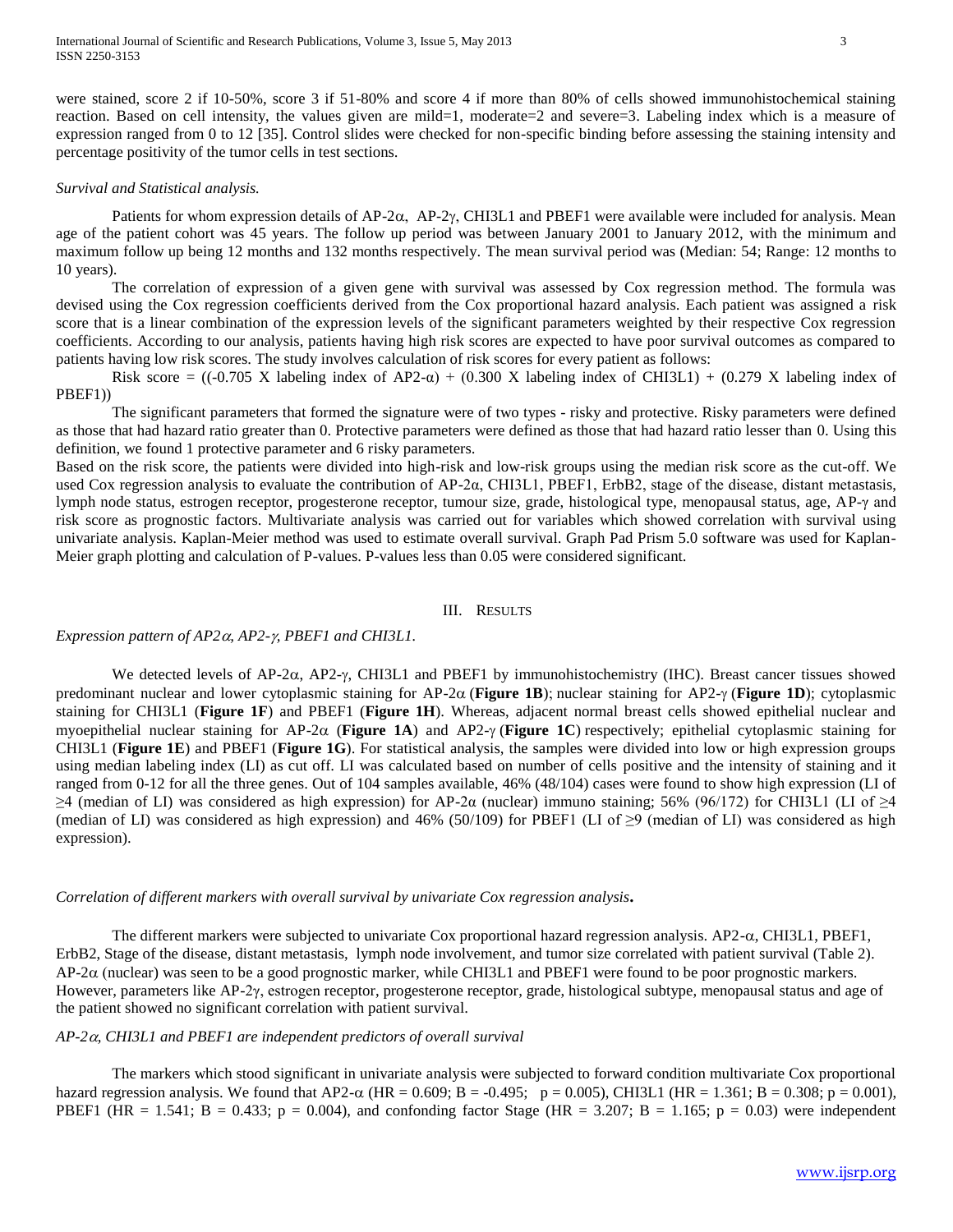were stained, score 2 if 10-50%, score 3 if 51-80% and score 4 if more than 80% of cells showed immunohistochemical staining reaction. Based on cell intensity, the values given are mild=1, moderate=2 and severe=3. Labeling index which is a measure of expression ranged from 0 to 12 [35]. Control slides were checked for non-specific binding before assessing the staining intensity and percentage positivity of the tumor cells in test sections.

*Survival and Statistical analysis.*

Patients for whom expression details of AP-2α, AP-2γ, CHI3L1 and PBEF1 were available were included for analysis. Mean age of the patient cohort was 45 years. The follow up period was between January 2001 to January 2012, with the minimum and maximum follow up being 12 months and 132 months respectively. The mean survival period was (Median: 54; Range: 12 months to 10 years).

The correlation of expression of a given gene with survival was assessed by Cox regression method. The formula was devised using the Cox regression coefficients derived from the Cox proportional hazard analysis. Each patient was assigned a risk score that is a linear combination of the expression levels of the significant parameters weighted by their respective Cox regression coefficients. According to our analysis, patients having high risk scores are expected to have poor survival outcomes as compared to patients having low risk scores. The study involves calculation of risk scores for every patient as follows:

Risk score = ((-0.705 X labeling index of AP2-α) + (0.300 X labeling index of CHI3L1) + (0.279 X labeling index of PBEF1))

The significant parameters that formed the signature were of two types - risky and protective. Risky parameters were defined as those that had hazard ratio greater than 0. Protective parameters were defined as those that had hazard ratio lesser than 0. Using this definition, we found 1 protective parameter and 6 risky parameters.

Based on the risk score, the patients were divided into high-risk and low-risk groups using the median risk score as the cut-off. We used Cox regression analysis to evaluate the contribution of AP-2α, CHI3L1, PBEF1, ErbB2, stage of the disease, distant metastasis, lymph node status, estrogen receptor, progesterone receptor, tumour size, grade, histological type, menopausal status, age, AP-γ and risk score as prognostic factors. Multivariate analysis was carried out for variables which showed correlation with survival using univariate analysis. Kaplan-Meier method was used to estimate overall survival. Graph Pad Prism 5.0 software was used for Kaplan-Meier graph plotting and calculation of P-values. P-values less than 0.05 were considered significant.

## III. Results

*Expression pattern of AP2α, AP2-γ, PBEF1 and CHI3L1.*

We detected levels of AP-2α, AP2-γ, CHI3L1 and PBEF1 by immunohistochemistry (IHC). Breast cancer tissues showed predominant nuclear and lower cytoplasmic staining for AP-2α (**Figure 1B**); nuclear staining for AP2-γ (**Figure 1D**); cytoplasmic staining for CHI3L1 (**Figure 1F**) and PBEF1 (**Figure 1H**). Whereas, adjacent normal breast cells showed epithelial nuclear and myoepithelial nuclear staining for AP-2α (**Figure 1A**) and AP2-γ (**Figure 1C**) respectively; epithelial cytoplasmic staining for CHI3L1 (**Figure 1E**) and PBEF1 (**Figure 1G**). For statistical analysis, the samples were divided into low or high expression groups using median labeling index (LI) as cut off. LI was calculated based on number of cells positive and the intensity of staining and it ranged from 0-12 for all the three genes. Out of 104 samples available, 46% (48/104) cases were found to show high expression (LI of ≥4 (median of LI) was considered as high expression) for AP-2α (nuclear) immuno staining; 56% (96/172) for CHI3L1 (LI of ≥4 (median of LI) was considered as high expression) and 46% (50/109) for PBEF1 (LI of ≥9 (median of LI) was considered as high expression).

*Correlation of different markers with overall survival by univariate Cox regression analysis***.**

The different markers were subjected to univariate Cox proportional hazard regression analysis. AP2-α, CHI3L1, PBEF1, ErbB2, Stage of the disease, distant metastasis, lymph node involvement, and tumor size correlated with patient survival (Table 2). AP-2α (nuclear) was seen to be a good prognostic marker, while CHI3L1 and PBEF1 were found to be poor prognostic markers. However, parameters like AP-2γ, estrogen receptor, progesterone receptor, grade, histological subtype, menopausal status and age of the patient showed no significant correlation with patient survival.

*AP-2α, CHI3L1 and PBEF1 are independent predictors of overall survival*

The markers which stood significant in univariate analysis were subjected to forward condition multivariate Cox proportional hazard regression analysis. We found that AP2-α (HR = 0.609; B = -0.495; $p = 0.005$), CHI3L1 (HR = 1.361; B = 0.308; $p = 0.001$), PBEF1 (HR = 1.541; B = 0.433; $p = 0.004$), and confonding factor Stage (HR = 3.207; B = 1.165; $p = 0.03$) were independent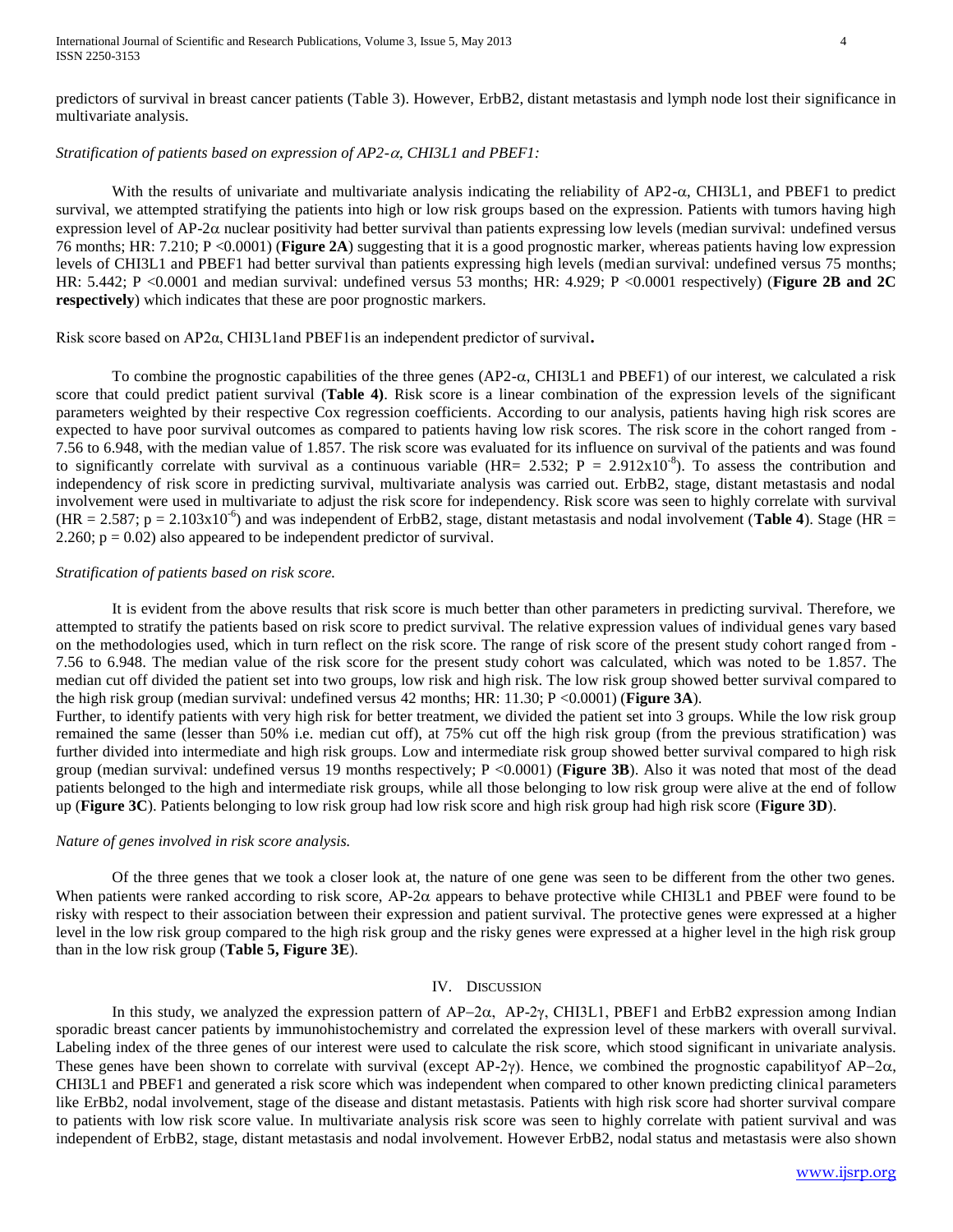predictors of survival in breast cancer patients (Table 3). However, ErbB2, distant metastasis and lymph node lost their significance in multivariate analysis.

*Stratification of patients based on expression of AP2-α, CHI3L1 and PBEF1:*

With the results of univariate and multivariate analysis indicating the reliability of AP2-α, CHI3L1, and PBEF1 to predict survival, we attempted stratifying the patients into high or low risk groups based on the expression. Patients with tumors having high expression level of AP-2α nuclear positivity had better survival than patients expressing low levels (median survival: undefined versus 76 months; HR: 7.210; P <0.0001) (**Figure 2A**) suggesting that it is a good prognostic marker, whereas patients having low expression levels of CHI3L1 and PBEF1 had better survival than patients expressing high levels (median survival: undefined versus 75 months; HR: 5.442; P <0.0001 and median survival: undefined versus 53 months; HR: 4.929; P <0.0001 respectively) (**Figure 2B and 2C respectively**) which indicates that these are poor prognostic markers.

Risk score based on AP2α, CHI3L1and PBEF1is an independent predictor of survival**.**

To combine the prognostic capabilities of the three genes (AP2-α, CHI3L1 and PBEF1) of our interest, we calculated a risk score that could predict patient survival (**Table 4)**. Risk score is a linear combination of the expression levels of the significant parameters weighted by their respective Cox regression coefficients. According to our analysis, patients having high risk scores are expected to have poor survival outcomes as compared to patients having low risk scores. The risk score in the cohort ranged from -7.56 to 6.948, with the median value of 1.857. The risk score was evaluated for its influence on survival of the patients and was found to significantly correlate with survival as a continuous variable (HR= 2.532; P = $2.912 \times 10^{-8}$). To assess the contribution and independency of risk score in predicting survival, multivariate analysis was carried out. ErbB2, stage, distant metastasis and nodal involvement were used in multivariate to adjust the risk score for independency. Risk score was seen to highly correlate with survival (HR = 2.587; p = $2.103 \times 10^{-6}$) and was independent of ErbB2, stage, distant metastasis and nodal involvement (**Table 4**). Stage (HR = 2.260; p = 0.02) also appeared to be independent predictor of survival.

*Stratification of patients based on risk score.*

It is evident from the above results that risk score is much better than other parameters in predicting survival. Therefore, we attempted to stratify the patients based on risk score to predict survival. The relative expression values of individual genes vary based on the methodologies used, which in turn reflect on the risk score. The range of risk score of the present study cohort ranged from -7.56 to 6.948. The median value of the risk score for the present study cohort was calculated, which was noted to be 1.857. The median cut off divided the patient set into two groups, low risk and high risk. The low risk group showed better survival compared to the high risk group (median survival: undefined versus 42 months; HR: 11.30; P <0.0001) (**Figure 3A**).
Further, to identify patients with very high risk for better treatment, we divided the patient set into 3 groups. While the low risk group remained the same (lesser than 50% i.e. median cut off), at 75% cut off the high risk group (from the previous stratification) was further divided into intermediate and high risk groups. Low and intermediate risk group showed better survival compared to high risk group (median survival: undefined versus 19 months respectively; P <0.0001) (**Figure 3B**). Also it was noted that most of the dead patients belonged to the high and intermediate risk groups, while all those belonging to low risk group were alive at the end of follow up (**Figure 3C**). Patients belonging to low risk group had low risk score and high risk group had high risk score (**Figure 3D**).

*Nature of genes involved in risk score analysis.*

Of the three genes that we took a closer look at, the nature of one gene was seen to be different from the other two genes. When patients were ranked according to risk score, AP-2α appears to behave protective while CHI3L1 and PBEF were found to be risky with respect to their association between their expression and patient survival. The protective genes were expressed at a higher level in the low risk group compared to the high risk group and the risky genes were expressed at a higher level in the high risk group than in the low risk group (**Table 5, Figure 3E**).

## IV. Discussion

In this study, we analyzed the expression pattern of AP–2α, AP-2γ, CHI3L1, PBEF1 and ErbB2 expression among Indian sporadic breast cancer patients by immunohistochemistry and correlated the expression level of these markers with overall survival. Labeling index of the three genes of our interest were used to calculate the risk score, which stood significant in univariate analysis. These genes have been shown to correlate with survival (except AP-2γ). Hence, we combined the prognostic capabilityof AP–2α, CHI3L1 and PBEF1 and generated a risk score which was independent when compared to other known predicting clinical parameters like ErBb2, nodal involvement, stage of the disease and distant metastasis. Patients with high risk score had shorter survival compare to patients with low risk score value. In multivariate analysis risk score was seen to highly correlate with patient survival and was independent of ErbB2, stage, distant metastasis and nodal involvement. However ErbB2, nodal status and metastasis were also shown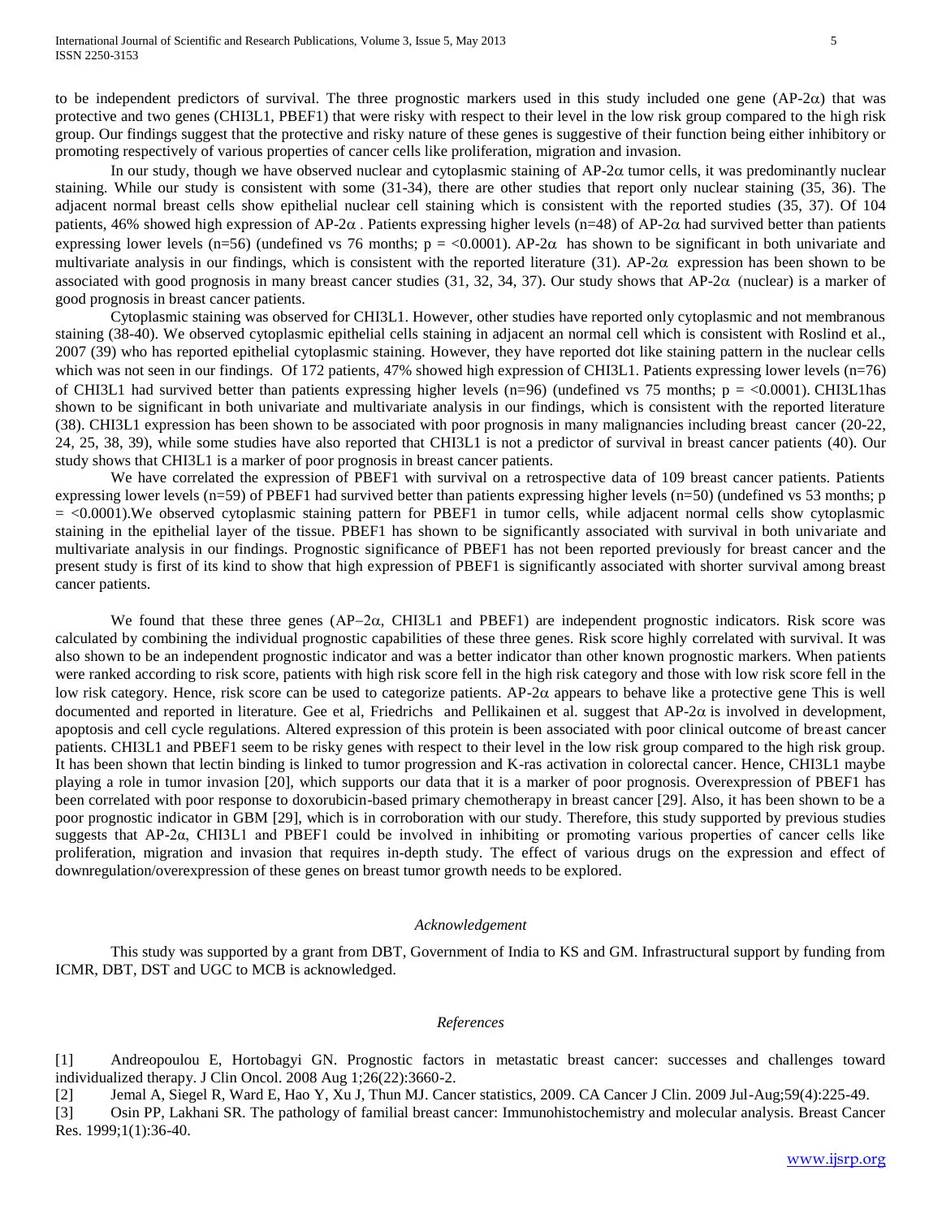to be independent predictors of survival. The three prognostic markers used in this study included one gene (AP-2α) that was protective and two genes (CHI3L1, PBEF1) that were risky with respect to their level in the low risk group compared to the high risk group. Our findings suggest that the protective and risky nature of these genes is suggestive of their function being either inhibitory or promoting respectively of various properties of cancer cells like proliferation, migration and invasion.

In our study, though we have observed nuclear and cytoplasmic staining of AP-2α tumor cells, it was predominantly nuclear staining. While our study is consistent with some (31-34), there are other studies that report only nuclear staining (35, 36). The adjacent normal breast cells show epithelial nuclear cell staining which is consistent with the reported studies (35, 37). Of 104 patients, 46% showed high expression of AP-2α . Patients expressing higher levels (n=48) of AP-2α had survived better than patients expressing lower levels (n=56) (undefined vs 76 months; $p = <0.0001$). AP-2α has shown to be significant in both univariate and multivariate analysis in our findings, which is consistent with the reported literature (31). AP-2α expression has been shown to be associated with good prognosis in many breast cancer studies (31, 32, 34, 37). Our study shows that AP-2α (nuclear) is a marker of good prognosis in breast cancer patients.

Cytoplasmic staining was observed for CHI3L1. However, other studies have reported only cytoplasmic and not membranous staining (38-40). We observed cytoplasmic epithelial cells staining in adjacent an normal cell which is consistent with Roslind et al., 2007 (39) who has reported epithelial cytoplasmic staining. However, they have reported dot like staining pattern in the nuclear cells which was not seen in our findings. Of 172 patients, 47% showed high expression of CHI3L1. Patients expressing lower levels (n=76) of CHI3L1 had survived better than patients expressing higher levels (n=96) (undefined vs 75 months; $p = <0.0001$). CHI3L1has shown to be significant in both univariate and multivariate analysis in our findings, which is consistent with the reported literature (38). CHI3L1 expression has been shown to be associated with poor prognosis in many malignancies including breast cancer (20-22, 24, 25, 38, 39), while some studies have also reported that CHI3L1 is not a predictor of survival in breast cancer patients (40). Our study shows that CHI3L1 is a marker of poor prognosis in breast cancer patients.

We have correlated the expression of PBEF1 with survival on a retrospective data of 109 breast cancer patients. Patients expressing lower levels (n=59) of PBEF1 had survived better than patients expressing higher levels (n=50) (undefined vs 53 months; $p = <0.0001$).We observed cytoplasmic staining pattern for PBEF1 in tumor cells, while adjacent normal cells show cytoplasmic staining in the epithelial layer of the tissue. PBEF1 has shown to be significantly associated with survival in both univariate and multivariate analysis in our findings. Prognostic significance of PBEF1 has not been reported previously for breast cancer and the present study is first of its kind to show that high expression of PBEF1 is significantly associated with shorter survival among breast cancer patients.

We found that these three genes (AP–2α, CHI3L1 and PBEF1) are independent prognostic indicators. Risk score was calculated by combining the individual prognostic capabilities of these three genes. Risk score highly correlated with survival. It was also shown to be an independent prognostic indicator and was a better indicator than other known prognostic markers. When patients were ranked according to risk score, patients with high risk score fell in the high risk category and those with low risk score fell in the low risk category. Hence, risk score can be used to categorize patients. AP-2α appears to behave like a protective gene This is well documented and reported in literature. Gee et al, Friedrichs and Pellikainen et al. suggest that AP-2α is involved in development, apoptosis and cell cycle regulations. Altered expression of this protein is been associated with poor clinical outcome of breast cancer patients. CHI3L1 and PBEF1 seem to be risky genes with respect to their level in the low risk group compared to the high risk group. It has been shown that lectin binding is linked to tumor progression and K-ras activation in colorectal cancer. Hence, CHI3L1 maybe playing a role in tumor invasion [20], which supports our data that it is a marker of poor prognosis. Overexpression of PBEF1 has been correlated with poor response to doxorubicin-based primary chemotherapy in breast cancer [29]. Also, it has been shown to be a poor prognostic indicator in GBM [29], which is in corroboration with our study. Therefore, this study supported by previous studies suggests that AP-2α, CHI3L1 and PBEF1 could be involved in inhibiting or promoting various properties of cancer cells like proliferation, migration and invasion that requires in-depth study. The effect of various drugs on the expression and effect of downregulation/overexpression of these genes on breast tumor growth needs to be explored.

*Acknowledgement*

This study was supported by a grant from DBT, Government of India to KS and GM. Infrastructural support by funding from ICMR, DBT, DST and UGC to MCB is acknowledged.

*References*

[1] Andreopoulou E, Hortobagyi GN. Prognostic factors in metastatic breast cancer: successes and challenges toward individualized therapy. J Clin Oncol. 2008 Aug 1;26(22):3660-2.

[2] Jemal A, Siegel R, Ward E, Hao Y, Xu J, Thun MJ. Cancer statistics, 2009. CA Cancer J Clin. 2009 Jul-Aug;59(4):225-49.

[3] Osin PP, Lakhani SR. The pathology of familial breast cancer: Immunohistochemistry and molecular analysis. Breast Cancer Res. 1999;1(1):36-40.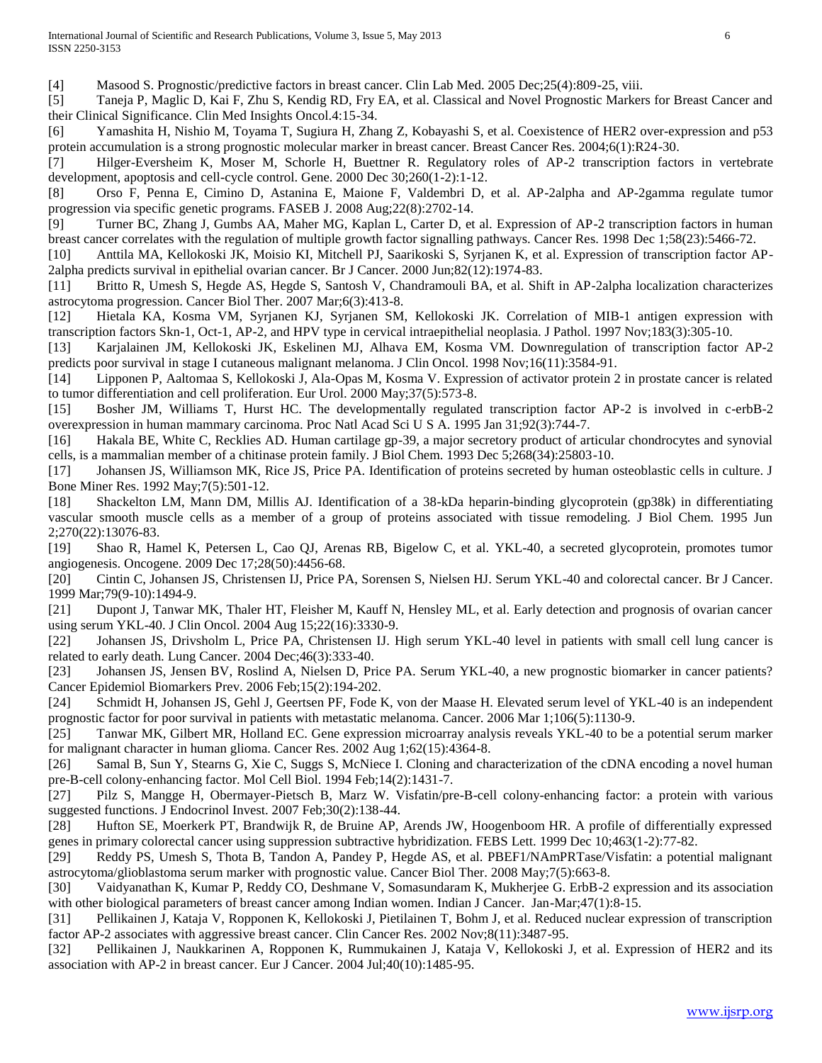[4] Masood S. Prognostic/predictive factors in breast cancer. Clin Lab Med. 2005 Dec;25(4):809-25, viii.

[5] Taneja P, Maglic D, Kai F, Zhu S, Kendig RD, Fry EA, et al. Classical and Novel Prognostic Markers for Breast Cancer and their Clinical Significance. Clin Med Insights Oncol.4:15-34.

[6] Yamashita H, Nishio M, Toyama T, Sugiura H, Zhang Z, Kobayashi S, et al. Coexistence of HER2 over-expression and p53 protein accumulation is a strong prognostic molecular marker in breast cancer. Breast Cancer Res. 2004;6(1):R24-30.

[7] Hilger-Eversheim K, Moser M, Schorle H, Buettner R. Regulatory roles of AP-2 transcription factors in vertebrate development, apoptosis and cell-cycle control. Gene. 2000 Dec 30;260(1-2):1-12.

[8] Orso F, Penna E, Cimino D, Astanina E, Maione F, Valdembri D, et al. AP-2alpha and AP-2gamma regulate tumor progression via specific genetic programs. FASEB J. 2008 Aug;22(8):2702-14.

[9] Turner BC, Zhang J, Gumbs AA, Maher MG, Kaplan L, Carter D, et al. Expression of AP-2 transcription factors in human breast cancer correlates with the regulation of multiple growth factor signalling pathways. Cancer Res. 1998 Dec 1;58(23):5466-72.

[10] Anttila MA, Kellokoski JK, Moisio KI, Mitchell PJ, Saarikoski S, Syrjanen K, et al. Expression of transcription factor AP-2alpha predicts survival in epithelial ovarian cancer. Br J Cancer. 2000 Jun;82(12):1974-83.

[11] Britto R, Umesh S, Hegde AS, Hegde S, Santosh V, Chandramouli BA, et al. Shift in AP-2alpha localization characterizes astrocytoma progression. Cancer Biol Ther. 2007 Mar;6(3):413-8.

[12] Hietala KA, Kosma VM, Syrjanen KJ, Syrjanen SM, Kellokoski JK. Correlation of MIB-1 antigen expression with transcription factors Skn-1, Oct-1, AP-2, and HPV type in cervical intraepithelial neoplasia. J Pathol. 1997 Nov;183(3):305-10.

[13] Karjalainen JM, Kellokoski JK, Eskelinen MJ, Alhava EM, Kosma VM. Downregulation of transcription factor AP-2 predicts poor survival in stage I cutaneous malignant melanoma. J Clin Oncol. 1998 Nov;16(11):3584-91.

[14] Lipponen P, Aaltomaa S, Kellokoski J, Ala-Opas M, Kosma V. Expression of activator protein 2 in prostate cancer is related to tumor differentiation and cell proliferation. Eur Urol. 2000 May;37(5):573-8.

[15] Bosher JM, Williams T, Hurst HC. The developmentally regulated transcription factor AP-2 is involved in c-erbB-2 overexpression in human mammary carcinoma. Proc Natl Acad Sci U S A. 1995 Jan 31;92(3):744-7.

[16] Hakala BE, White C, Recklies AD. Human cartilage gp-39, a major secretory product of articular chondrocytes and synovial cells, is a mammalian member of a chitinase protein family. J Biol Chem. 1993 Dec 5;268(34):25803-10.

[17] Johansen JS, Williamson MK, Rice JS, Price PA. Identification of proteins secreted by human osteoblastic cells in culture. J Bone Miner Res. 1992 May;7(5):501-12.

[18] Shackelton LM, Mann DM, Millis AJ. Identification of a 38-kDa heparin-binding glycoprotein (gp38k) in differentiating vascular smooth muscle cells as a member of a group of proteins associated with tissue remodeling. J Biol Chem. 1995 Jun 2;270(22):13076-83.

[19] Shao R, Hamel K, Petersen L, Cao QJ, Arenas RB, Bigelow C, et al. YKL-40, a secreted glycoprotein, promotes tumor angiogenesis. Oncogene. 2009 Dec 17;28(50):4456-68.

[20] Cintin C, Johansen JS, Christensen IJ, Price PA, Sorensen S, Nielsen HJ. Serum YKL-40 and colorectal cancer. Br J Cancer. 1999 Mar;79(9-10):1494-9.

[21] Dupont J, Tanwar MK, Thaler HT, Fleisher M, Kauff N, Hensley ML, et al. Early detection and prognosis of ovarian cancer using serum YKL-40. J Clin Oncol. 2004 Aug 15;22(16):3330-9.

[22] Johansen JS, Drivsholm L, Price PA, Christensen IJ. High serum YKL-40 level in patients with small cell lung cancer is related to early death. Lung Cancer. 2004 Dec;46(3):333-40.

[23] Johansen JS, Jensen BV, Roslind A, Nielsen D, Price PA. Serum YKL-40, a new prognostic biomarker in cancer patients? Cancer Epidemiol Biomarkers Prev. 2006 Feb;15(2):194-202.

[24] Schmidt H, Johansen JS, Gehl J, Geertsen PF, Fode K, von der Maase H. Elevated serum level of YKL-40 is an independent prognostic factor for poor survival in patients with metastatic melanoma. Cancer. 2006 Mar 1;106(5):1130-9.

[25] Tanwar MK, Gilbert MR, Holland EC. Gene expression microarray analysis reveals YKL-40 to be a potential serum marker for malignant character in human glioma. Cancer Res. 2002 Aug 1;62(15):4364-8.

[26] Samal B, Sun Y, Stearns G, Xie C, Suggs S, McNiece I. Cloning and characterization of the cDNA encoding a novel human pre-B-cell colony-enhancing factor. Mol Cell Biol. 1994 Feb;14(2):1431-7.

[27] Pilz S, Mangge H, Obermayer-Pietsch B, Marz W. Visfatin/pre-B-cell colony-enhancing factor: a protein with various suggested functions. J Endocrinol Invest. 2007 Feb;30(2):138-44.

[28] Hufton SE, Moerkerk PT, Brandwijk R, de Bruine AP, Arends JW, Hoogenboom HR. A profile of differentially expressed genes in primary colorectal cancer using suppression subtractive hybridization. FEBS Lett. 1999 Dec 10;463(1-2):77-82.

[29] Reddy PS, Umesh S, Thota B, Tandon A, Pandey P, Hegde AS, et al. PBEF1/NAmPRTase/Visfatin: a potential malignant astrocytoma/glioblastoma serum marker with prognostic value. Cancer Biol Ther. 2008 May;7(5):663-8.

[30] Vaidyanathan K, Kumar P, Reddy CO, Deshmane V, Somasundaram K, Mukherjee G. ErbB-2 expression and its association with other biological parameters of breast cancer among Indian women. Indian J Cancer. Jan-Mar;47(1):8-15.

[31] Pellikainen J, Kataja V, Ropponen K, Kellokoski J, Pietilainen T, Bohm J, et al. Reduced nuclear expression of transcription factor AP-2 associates with aggressive breast cancer. Clin Cancer Res. 2002 Nov;8(11):3487-95.

[32] Pellikainen J, Naukkarinen A, Ropponen K, Rummukainen J, Kataja V, Kellokoski J, et al. Expression of HER2 and its association with AP-2 in breast cancer. Eur J Cancer. 2004 Jul;40(10):1485-95.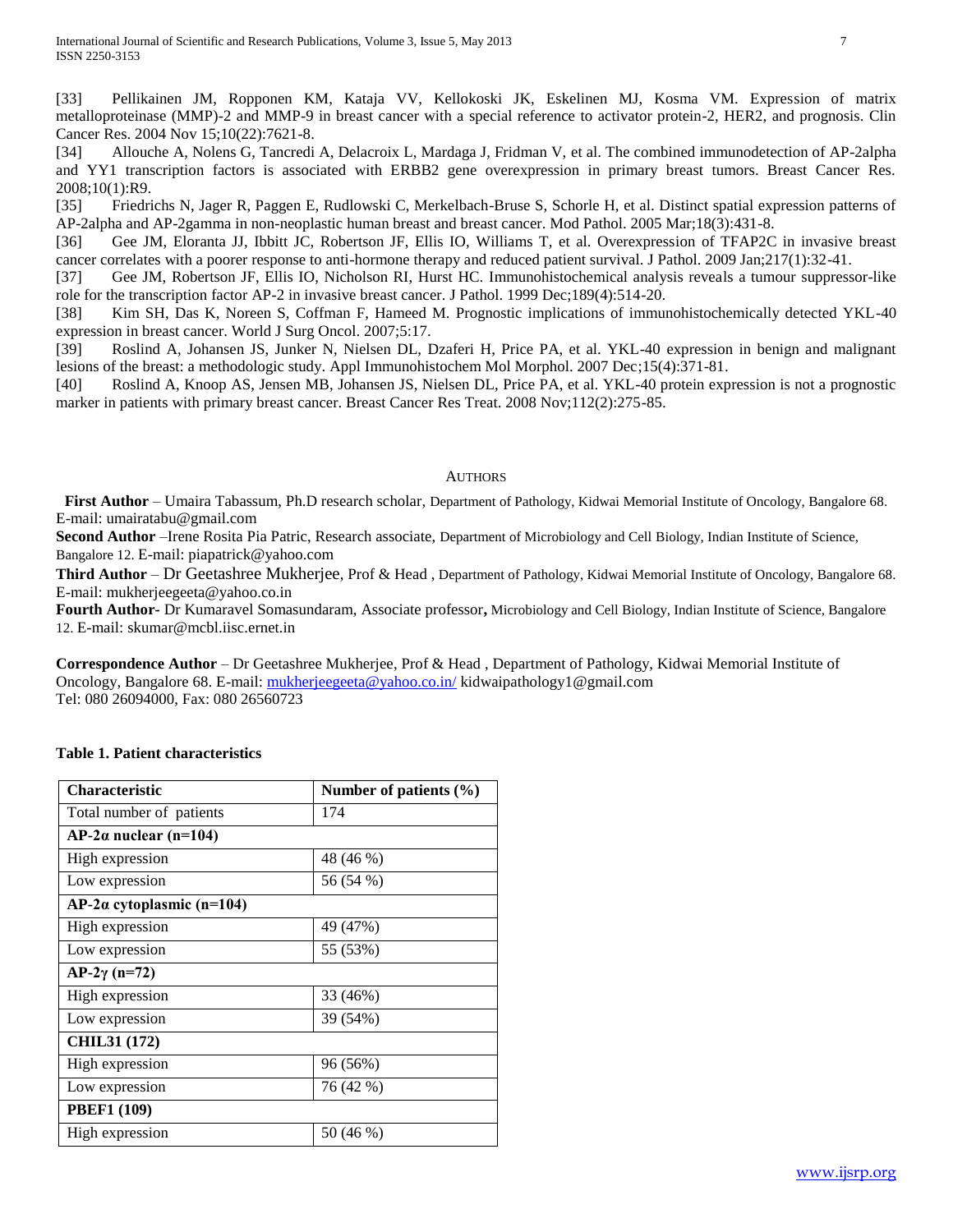[33] Pellikainen JM, Ropponen KM, Kataja VV, Kellokoski JK, Eskelinen MJ, Kosma VM. Expression of matrix metalloproteinase (MMP)-2 and MMP-9 in breast cancer with a special reference to activator protein-2, HER2, and prognosis. Clin Cancer Res. 2004 Nov 15;10(22):7621-8.

[34] Allouche A, Nolens G, Tancredi A, Delacroix L, Mardaga J, Fridman V, et al. The combined immunodetection of AP-2alpha and YY1 transcription factors is associated with ERBB2 gene overexpression in primary breast tumors. Breast Cancer Res. 2008;10(1):R9.

[35] Friedrichs N, Jager R, Paggen E, Rudlowski C, Merkelbach-Bruse S, Schorle H, et al. Distinct spatial expression patterns of AP-2alpha and AP-2gamma in non-neoplastic human breast and breast cancer. Mod Pathol. 2005 Mar;18(3):431-8.

[36] Gee JM, Eloranta JJ, Ibbitt JC, Robertson JF, Ellis IO, Williams T, et al. Overexpression of TFAP2C in invasive breast cancer correlates with a poorer response to anti-hormone therapy and reduced patient survival. J Pathol. 2009 Jan;217(1):32-41.

[37] Gee JM, Robertson JF, Ellis IO, Nicholson RI, Hurst HC. Immunohistochemical analysis reveals a tumour suppressor-like role for the transcription factor AP-2 in invasive breast cancer. J Pathol. 1999 Dec;189(4):514-20.

[38] Kim SH, Das K, Noreen S, Coffman F, Hameed M. Prognostic implications of immunohistochemically detected YKL-40 expression in breast cancer. World J Surg Oncol. 2007;5:17.

[39] Roslind A, Johansen JS, Junker N, Nielsen DL, Dzaferi H, Price PA, et al. YKL-40 expression in benign and malignant lesions of the breast: a methodologic study. Appl Immunohistochem Mol Morphol. 2007 Dec;15(4):371-81.

[40] Roslind A, Knoop AS, Jensen MB, Johansen JS, Nielsen DL, Price PA, et al. YKL-40 protein expression is not a prognostic marker in patients with primary breast cancer. Breast Cancer Res Treat. 2008 Nov;112(2):275-85.

## Authors

**First Author** – Umaira Tabassum, Ph.D research scholar, Department of Pathology, Kidwai Memorial Institute of Oncology, Bangalore 68. E-mail: umairatabu@gmail.com

**Second Author** –Irene Rosita Pia Patric, Research associate, Department of Microbiology and Cell Biology, Indian Institute of Science, Bangalore 12. E-mail: piapatrick@yahoo.com

**Third Author** – Dr Geetashree Mukherjee, Prof & Head , Department of Pathology, Kidwai Memorial Institute of Oncology, Bangalore 68. E-mail: mukherjeegeeta@yahoo.co.in

**Fourth Author-** Dr Kumaravel Somasundaram, Associate professor**,** Microbiology and Cell Biology, Indian Institute of Science, Bangalore 12. E-mail: skumar@mcbl.iisc.ernet.in

**Correspondence Author** – Dr Geetashree Mukherjee, Prof & Head , Department of Pathology, Kidwai Memorial Institute of Oncology, Bangalore 68. E-mail: mukherjeegeeta@yahoo.co.in/ kidwaipathology1@gmail.com
Tel: 080 26094000, Fax: 080 26560723

**Table 1. Patient characteristics**

| Characteristic | Number of patients (%) |
|---|---|
| Total number of patients | 174 |
| **AP-2α nuclear (n=104)** | |
| High expression | 48 (46 %) |
| Low expression | 56 (54 %) |
| **AP-2α cytoplasmic (n=104)** | |
| High expression | 49 (47%) |
| Low expression | 55 (53%) |
| **AP-2γ (n=72)** | |
| High expression | 33 (46%) |
| Low expression | 39 (54%) |
| **CHIL31 (172)** | |
| High expression | 96 (56%) |
| Low expression | 76 (42 %) |
| **PBEF1 (109)** | |
| High expression | 50 (46 %) |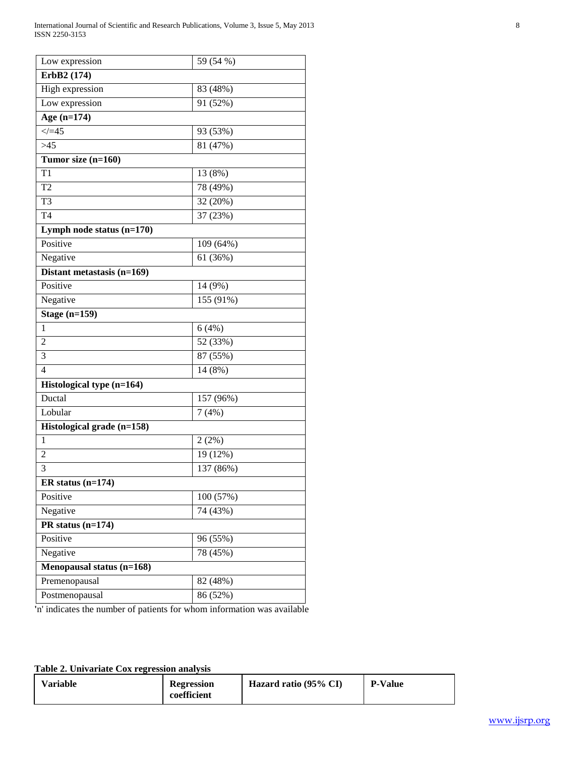| | |
|---|---|
| Low expression | 59 (54 %) |
| **ErbB2 (174)** | |
| High expression | 83 (48%) |
| Low expression | 91 (52%) |
| **Age (n=174)** | |
| </=45 | 93 (53%) |
| >45 | 81 (47%) |
| **Tumor size (n=160)** | |
| T1 | 13 (8%) |
| T2 | 78 (49%) |
| T3 | 32 (20%) |
| T4 | 37 (23%) |
| **Lymph node status (n=170)** | |
| Positive | 109 (64%) |
| Negative | 61 (36%) |
| **Distant metastasis (n=169)** | |
| Positive | 14 (9%) |
| Negative | 155 (91%) |
| **Stage (n=159)** | |
| 1 | 6 (4%) |
| 2 | 52 (33%) |
| 3 | 87 (55%) |
| 4 | 14 (8%) |
| **Histological type (n=164)** | |
| Ductal | 157 (96%) |
| Lobular | 7 (4%) |
| **Histological grade (n=158)** | |
| 1 | 2 (2%) |
| 2 | 19 (12%) |
| 3 | 137 (86%) |
| **ER status (n=174)** | |
| Positive | 100 (57%) |
| Negative | 74 (43%) |
| **PR status (n=174)** | |
| Positive | 96 (55%) |
| Negative | 78 (45%) |
| **Menopausal status (n=168)** | |
| Premenopausal | 82 (48%) |
| Postmenopausal | 86 (52%) |

'n' indicates the number of patients for whom information was available

**Table 2. Univariate Cox regression analysis**

| Variable | Regression coefficient | Hazard ratio (95% CI) | P-Value |
|---|---|---|---|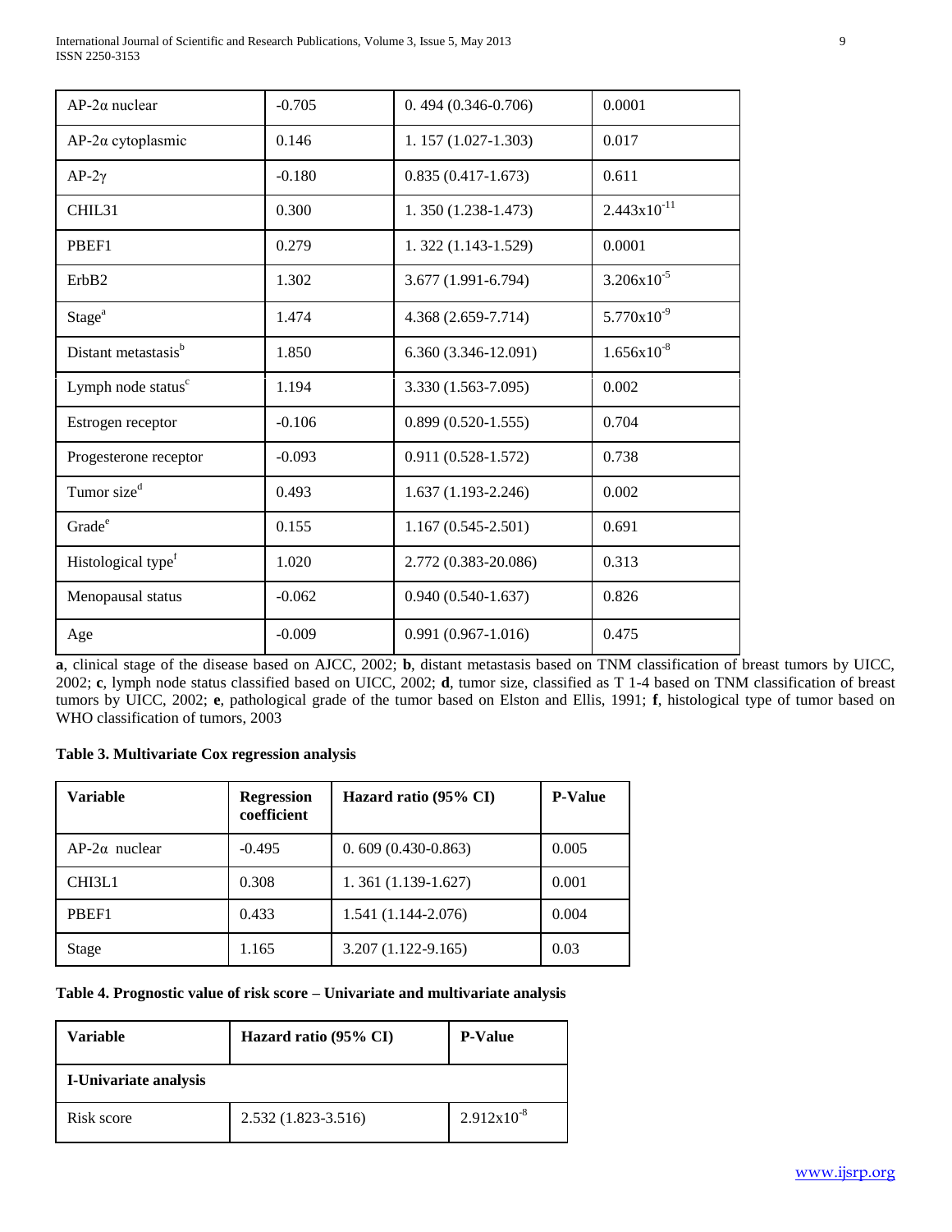| AP-2α nuclear | -0.705 | 0. 494 (0.346-0.706) | 0.0001 |
|---|---|---|---|
| AP-2α cytoplasmic | 0.146 | 1. 157 (1.027-1.303) | 0.017 |
| AP-2γ | -0.180 | 0.835 (0.417-1.673) | 0.611 |
| CHIL31 | 0.300 | 1. 350 (1.238-1.473) | $2.443 \times 10^{-11}$ |
| PBEF1 | 0.279 | 1. 322 (1.143-1.529) | 0.0001 |
| ErbB2 | 1.302 | 3.677 (1.991-6.794) | $3.206 \times 10^{-5}$ |
| Stage[a] | 1.474 | 4.368 (2.659-7.714) | $5.770 \times 10^{-9}$ |
| Distant metastasis[b] | 1.850 | 6.360 (3.346-12.091) | $1.656 \times 10^{-8}$ |
| Lymph node status[c] | 1.194 | 3.330 (1.563-7.095) | 0.002 |
| Estrogen receptor | -0.106 | 0.899 (0.520-1.555) | 0.704 |
| Progesterone receptor | -0.093 | 0.911 (0.528-1.572) | 0.738 |
| Tumor size[d] | 0.493 | 1.637 (1.193-2.246) | 0.002 |
| Grade[e] | 0.155 | 1.167 (0.545-2.501) | 0.691 |
| Histological type[f] | 1.020 | 2.772 (0.383-20.086) | 0.313 |
| Menopausal status | -0.062 | 0.940 (0.540-1.637) | 0.826 |
| Age | -0.009 | 0.991 (0.967-1.016) | 0.475 |

**a**, clinical stage of the disease based on AJCC, 2002; **b**, distant metastasis based on TNM classification of breast tumors by UICC, 2002; **c**, lymph node status classified based on UICC, 2002; **d**, tumor size, classified as T 1-4 based on TNM classification of breast tumors by UICC, 2002; **e**, pathological grade of the tumor based on Elston and Ellis, 1991; **f**, histological type of tumor based on WHO classification of tumors, 2003

**Table 3. Multivariate Cox regression analysis**

| Variable | Regression coefficient | Hazard ratio (95% CI) | P-Value |
|---|---|---|---|
| AP-2α nuclear | -0.495 | 0. 609 (0.430-0.863) | 0.005 |
| CHI3L1 | 0.308 | 1. 361 (1.139-1.627) | 0.001 |
| PBEF1 | 0.433 | 1.541 (1.144-2.076) | 0.004 |
| Stage | 1.165 | 3.207 (1.122-9.165) | 0.03 |

**Table 4. Prognostic value of risk score – Univariate and multivariate analysis**

| Variable | Hazard ratio (95% CI) | P-Value |
|---|---|---|
| **I-Univariate analysis** | | |
| Risk score | 2.532 (1.823-3.516) | $2.912 \times 10^{-8}$ |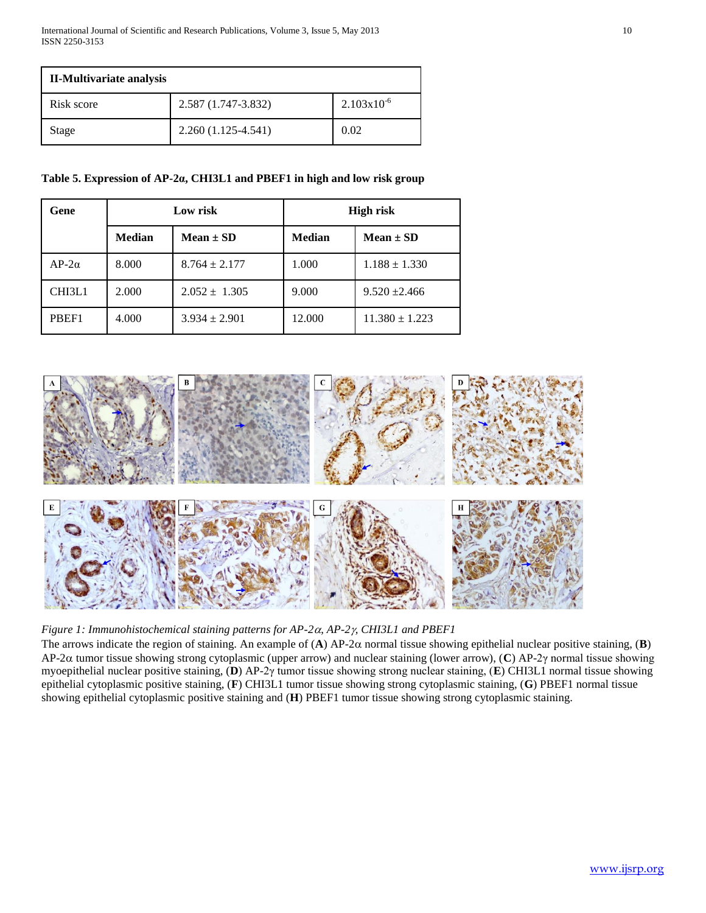| II-Multivariate analysis | | |
|---|---|---|
| Risk score | 2.587 (1.747-3.832) | $2.103x10^{-6}$ |
| Stage | 2.260 (1.125-4.541) | 0.02 |

**Table 5. Expression of AP-2α, CHI3L1 and PBEF1 in high and low risk group**

| Gene | Low risk | | High risk | |
|---|---|---|---|---|
| | Median | Mean ± SD | Median | Mean ± SD |
| AP-2α | 8.000 | 8.764 ± 2.177 | 1.000 | 1.188 ± 1.330 |
| CHI3L1 | 2.000 | 2.052 ± 1.305 | 9.000 | 9.520 ±2.466 |
| PBEF1 | 4.000 | 3.934 ± 2.901 | 12.000 | 11.380 ± 1.223 |

*Figure 1: Immunohistochemical staining patterns for AP-2α, AP-2γ, CHI3L1 and PBEF1*

The arrows indicate the region of staining. An example of (**A**) AP-2α normal tissue showing epithelial nuclear positive staining, (**B**) AP-2α tumor tissue showing strong cytoplasmic (upper arrow) and nuclear staining (lower arrow), (**C**) AP-2γ normal tissue showing myoepithelial nuclear positive staining, (**D**) AP-2γ tumor tissue showing strong nuclear staining, (**E**) CHI3L1 normal tissue showing epithelial cytoplasmic positive staining, (**F**) CHI3L1 tumor tissue showing strong cytoplasmic staining, (**G**) PBEF1 normal tissue showing epithelial cytoplasmic positive staining and (**H**) PBEF1 tumor tissue showing strong cytoplasmic staining.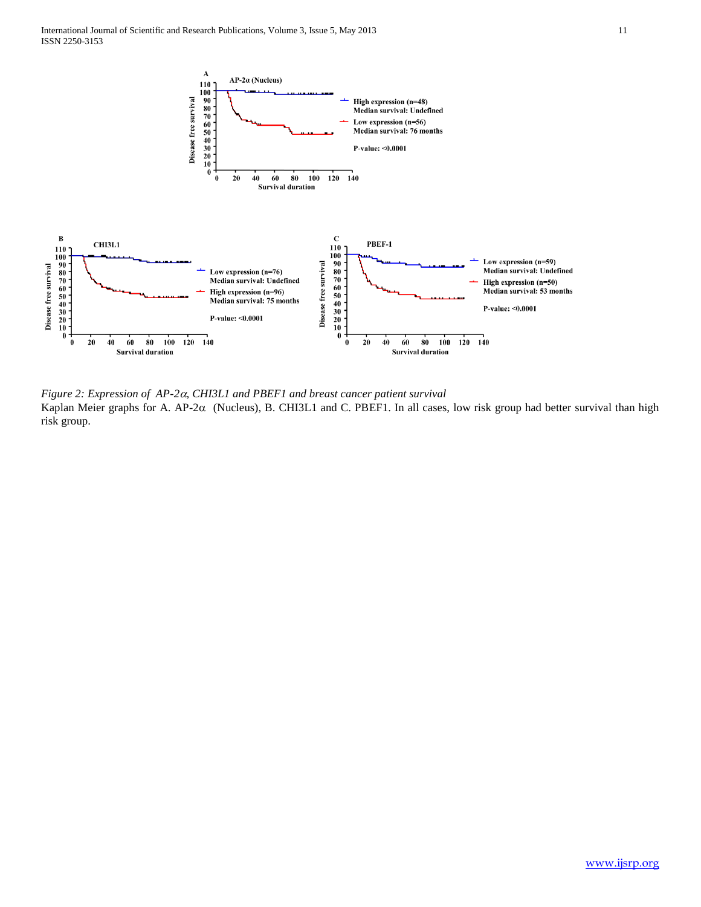*Figure 2: Expression of AP-2α, CHI3L1 and PBEF1 and breast cancer patient survival*

Kaplan Meier graphs for A. AP-2α (Nucleus), B. CHI3L1 and C. PBEF1. In all cases, low risk group had better survival than high risk group.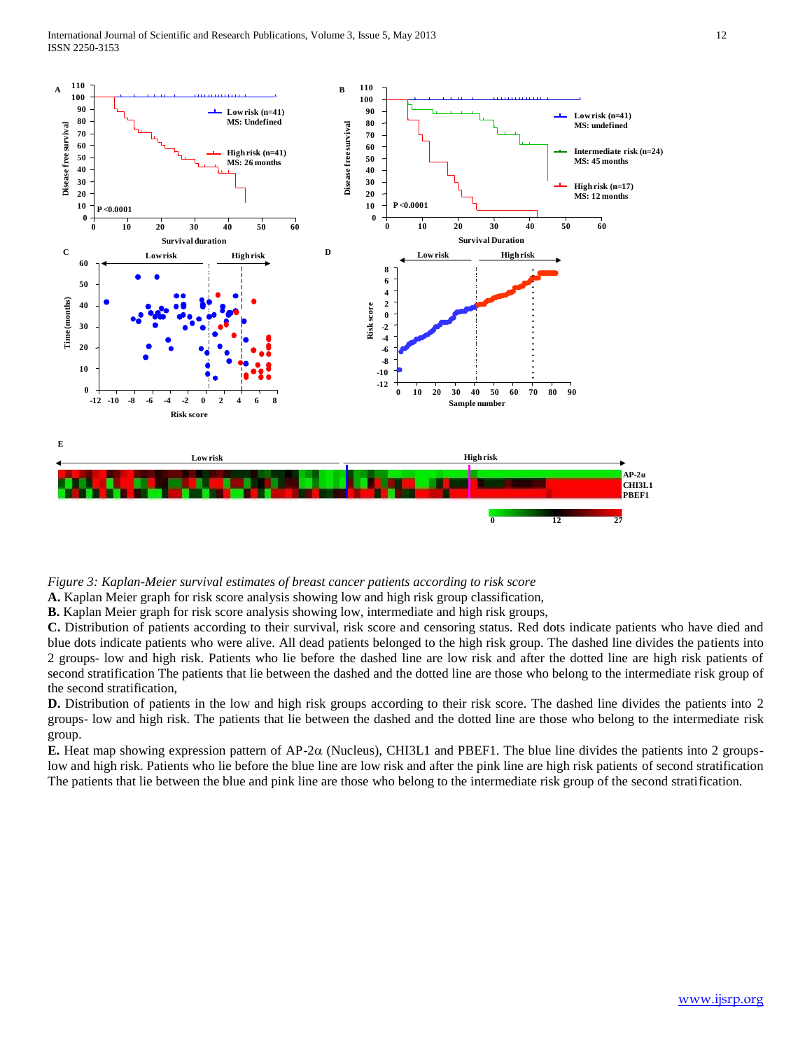A

110
100
90
80
70
60
50
40
30
20
10
0

Disease free survival

Low risk (n=41)
MS: Undefined

High risk (n=41)
MS: 26 months

P <0.0001

0 10 20 30 40 50 60

Survival duration

B

110
100
90
80
70
60
50
40
30
20
10
0

Disease free survival

Low risk (n=41)
MS: undefined

Intermediate risk (n=24)
MS: 45 months

High risk (n=17)
MS: 12 months

P <0.0001

0 10 20 30 40 50 60

Survival Duration

C

Low risk High risk

60
50
40
30
20
10
0

Time (months)

-12 -10 -8 -6 -4 -2 0 2 4 6 8

Risk score

D

Low risk High risk

8
6
4
2
0
-2
-4
-6
-8
-10
-12

Risk score

0 10 20 30 40 50 60 70 80 90

Sample number

E

Low risk High risk

AP-2α
CHI3L1
PBEF1

0 12 27

*Figure 3: Kaplan-Meier survival estimates of breast cancer patients according to risk score*

**A.** Kaplan Meier graph for risk score analysis showing low and high risk group classification,

**B.** Kaplan Meier graph for risk score analysis showing low, intermediate and high risk groups,

**C.** Distribution of patients according to their survival, risk score and censoring status. Red dots indicate patients who have died and blue dots indicate patients who were alive. All dead patients belonged to the high risk group. The dashed line divides the patients into 2 groups- low and high risk. Patients who lie before the dashed line are low risk and after the dotted line are high risk patients of second stratification The patients that lie between the dashed and the dotted line are those who belong to the intermediate risk group of the second stratification,

**D.** Distribution of patients in the low and high risk groups according to their risk score. The dashed line divides the patients into 2 groups- low and high risk. The patients that lie between the dashed and the dotted line are those who belong to the intermediate risk group.

**E.** Heat map showing expression pattern of AP-2α (Nucleus), CHI3L1 and PBEF1. The blue line divides the patients into 2 groups- low and high risk. Patients who lie before the blue line are low risk and after the pink line are high risk patients of second stratification The patients that lie between the blue and pink line are those who belong to the intermediate risk group of the second stratification.